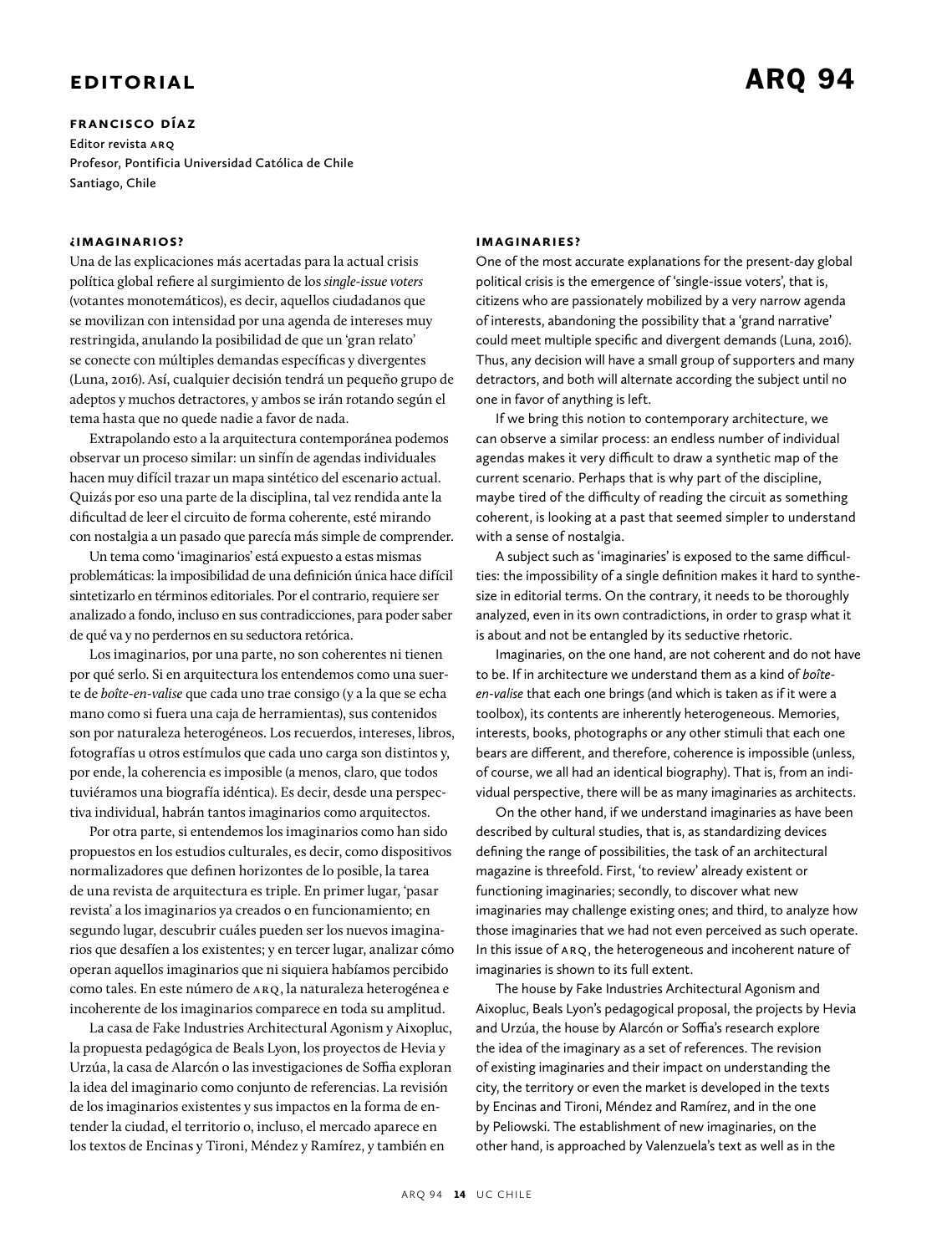# EDITORIAL

# ARQ 94

**FRANCISCO DÍAZ**
Editor revista ARQ
Profesor, Pontificia Universidad Católica de Chile
Santiago, Chile

## ¿IMAGINARIOS?

Una de las explicaciones más acertadas para la actual crisis política global refiere al surgimiento de los *single-issue voters* (votantes monotemáticos), es decir, aquellos ciudadanos que se movilizan con intensidad por una agenda de intereses muy restringida, anulando la posibilidad de que un 'gran relato' se conecte con múltiples demandas específicas y divergentes (Luna, 2016). Así, cualquier decisión tendrá un pequeño grupo de adeptos y muchos detractores, y ambos se irán rotando según el tema hasta que no quede nadie a favor de nada.

Extrapolando esto a la arquitectura contemporánea podemos observar un proceso similar: un sinfín de agendas individuales hacen muy difícil trazar un mapa sintético del escenario actual. Quizás por eso una parte de la disciplina, tal vez rendida ante la dificultad de leer el circuito de forma coherente, esté mirando con nostalgia a un pasado que parecía más simple de comprender.

Un tema como 'imaginarios' está expuesto a estas mismas problemáticas: la imposibilidad de una definición única hace difícil sintetizarlo en términos editoriales. Por el contrario, requiere ser analizado a fondo, incluso en sus contradicciones, para poder saber de qué va y no perdernos en su seductora retórica.

Los imaginarios, por una parte, no son coherentes ni tienen por qué serlo. Si en arquitectura los entendemos como una suerte de *boîte-en-valise* que cada uno trae consigo (y a la que se echa mano como si fuera una caja de herramientas), sus contenidos son por naturaleza heterogéneos. Los recuerdos, intereses, libros, fotografías u otros estímulos que cada uno carga son distintos y, por ende, la coherencia es imposible (a menos, claro, que todos tuviéramos una biografía idéntica). Es decir, desde una perspectiva individual, habrán tantos imaginarios como arquitectos.

Por otra parte, si entendemos los imaginarios como han sido propuestos en los estudios culturales, es decir, como dispositivos normalizadores que definen horizontes de lo posible, la tarea de una revista de arquitectura es triple. En primer lugar, 'pasar revista' a los imaginarios ya creados o en funcionamiento; en segundo lugar, descubrir cuáles pueden ser los nuevos imaginarios que desafíen a los existentes; y en tercer lugar, analizar cómo operan aquellos imaginarios que ni siquiera habíamos percibido como tales. En este número de ARQ, la naturaleza heterogénea e incoherente de los imaginarios comparece en toda su amplitud.

La casa de Fake Industries Architectural Agonism y Aixopluc, la propuesta pedagógica de Beals Lyon, los proyectos de Hevia y Urzúa, la casa de Alarcón o las investigaciones de Soffia exploran la idea del imaginario como conjunto de referencias. La revisión de los imaginarios existentes y sus impactos en la forma de entender la ciudad, el territorio o, incluso, el mercado aparece en los textos de Encinas y Tironi, Méndez y Ramírez, y también en

## IMAGINARIES?

One of the most accurate explanations for the present-day global political crisis is the emergence of 'single-issue voters', that is, citizens who are passionately mobilized by a very narrow agenda of interests, abandoning the possibility that a 'grand narrative' could meet multiple specific and divergent demands (Luna, 2016). Thus, any decision will have a small group of supporters and many detractors, and both will alternate according the subject until no one in favor of anything is left.

If we bring this notion to contemporary architecture, we can observe a similar process: an endless number of individual agendas makes it very difficult to draw a synthetic map of the current scenario. Perhaps that is why part of the discipline, maybe tired of the difficulty of reading the circuit as something coherent, is looking at a past that seemed simpler to understand with a sense of nostalgia.

A subject such as 'imaginaries' is exposed to the same difficulties: the impossibility of a single definition makes it hard to synthesize in editorial terms. On the contrary, it needs to be thoroughly analyzed, even in its own contradictions, in order to grasp what it is about and not be entangled by its seductive rhetoric.

Imaginaries, on the one hand, are not coherent and do not have to be. If in architecture we understand them as a kind of *boîte-en-valise* that each one brings (and which is taken as if it were a toolbox), its contents are inherently heterogeneous. Memories, interests, books, photographs or any other stimuli that each one bears are different, and therefore, coherence is impossible (unless, of course, we all had an identical biography). That is, from an individual perspective, there will be as many imaginaries as architects.

On the other hand, if we understand imaginaries as have been described by cultural studies, that is, as standardizing devices defining the range of possibilities, the task of an architectural magazine is threefold. First, 'to review' already existent or functioning imaginaries; secondly, to discover what new imaginaries may challenge existing ones; and third, to analyze how those imaginaries that we had not even perceived as such operate. In this issue of ARQ, the heterogeneous and incoherent nature of imaginaries is shown to its full extent.

The house by Fake Industries Architectural Agonism and Aixopluc, Beals Lyon's pedagogical proposal, the projects by Hevia and Urzúa, the house by Alarcón or Soffia's research explore the idea of the imaginary as a set of references. The revision of existing imaginaries and their impact on understanding the city, the territory or even the market is developed in the texts by Encinas and Tironi, Méndez and Ramírez, and in the one by Peliowski. The establishment of new imaginaries, on the other hand, is approached by Valenzuela's text as well as in the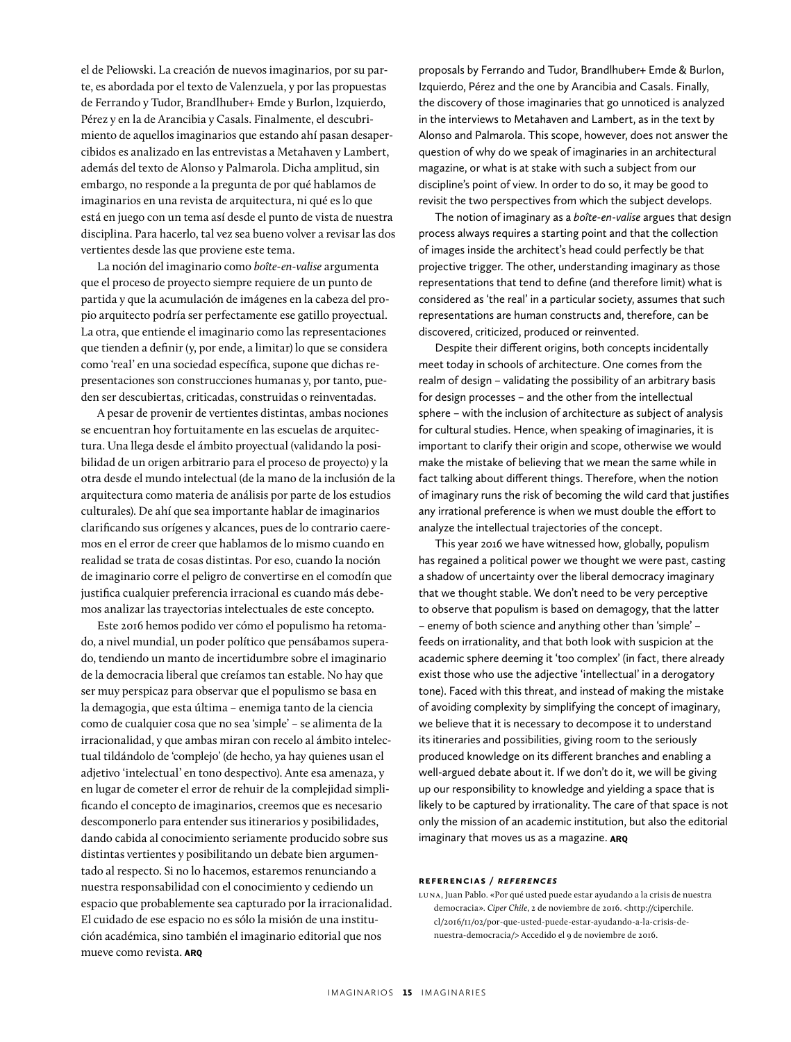el de Peliowski. La creación de nuevos imaginarios, por su parte, es abordada por el texto de Valenzuela, y por las propuestas de Ferrando y Tudor, Brandlhuber+ Emde y Burlon, Izquierdo, Pérez y en la de Arancibia y Casals. Finalmente, el descubrimiento de aquellos imaginarios que estando ahí pasan desapercibidos es analizado en las entrevistas a Metahaven y Lambert, además del texto de Alonso y Palmarola. Dicha amplitud, sin embargo, no responde a la pregunta de por qué hablamos de imaginarios en una revista de arquitectura, ni qué es lo que está en juego con un tema así desde el punto de vista de nuestra disciplina. Para hacerlo, tal vez sea bueno volver a revisar las dos vertientes desde las que proviene este tema.

La noción del imaginario como *boîte-en-valise* argumenta que el proceso de proyecto siempre requiere de un punto de partida y que la acumulación de imágenes en la cabeza del propio arquitecto podría ser perfectamente ese gatillo proyectual. La otra, que entiende el imaginario como las representaciones que tienden a definir (y, por ende, a limitar) lo que se considera como 'real' en una sociedad específica, supone que dichas representaciones son construcciones humanas y, por tanto, pueden ser descubiertas, criticadas, construidas o reinventadas.

A pesar de provenir de vertientes distintas, ambas nociones se encuentran hoy fortuitamente en las escuelas de arquitectura. Una llega desde el ámbito proyectual (validando la posibilidad de un origen arbitrario para el proceso de proyecto) y la otra desde el mundo intelectual (de la mano de la inclusión de la arquitectura como materia de análisis por parte de los estudios culturales). De ahí que sea importante hablar de imaginarios clarificando sus orígenes y alcances, pues de lo contrario caeremos en el error de creer que hablamos de lo mismo cuando en realidad se trata de cosas distintas. Por eso, cuando la noción de imaginario corre el peligro de convertirse en el comodín que justifica cualquier preferencia irracional es cuando más debemos analizar las trayectorias intelectuales de este concepto.

Este 2016 hemos podido ver cómo el populismo ha retomado, a nivel mundial, un poder político que pensábamos superado, tendiendo un manto de incertidumbre sobre el imaginario de la democracia liberal que creíamos tan estable. No hay que ser muy perspicaz para observar que el populismo se basa en la demagogia, que esta última – enemiga tanto de la ciencia como de cualquier cosa que no sea 'simple' – se alimenta de la irracionalidad, y que ambas miran con recelo al ámbito intelectual tildándolo de 'complejo' (de hecho, ya hay quienes usan el adjetivo 'intelectual' en tono despectivo). Ante esa amenaza, y en lugar de cometer el error de rehuir de la complejidad simplificando el concepto de imaginarios, creemos que es necesario descomponerlo para entender sus itinerarios y posibilidades, dando cabida al conocimiento seriamente producido sobre sus distintas vertientes y posibilitando un debate bien argumentado al respecto. Si no lo hacemos, estaremos renunciando a nuestra responsabilidad con el conocimiento y cediendo un espacio que probablemente sea capturado por la irracionalidad. El cuidado de ese espacio no es sólo la misión de una institución académica, sino también el imaginario editorial que nos mueve como revista. **ARQ**

proposals by Ferrando and Tudor, Brandlhuber+ Emde & Burlon, Izquierdo, Pérez and the one by Arancibia and Casals. Finally, the discovery of those imaginaries that go unnoticed is analyzed in the interviews to Metahaven and Lambert, as in the text by Alonso and Palmarola. This scope, however, does not answer the question of why do we speak of imaginaries in an architectural magazine, or what is at stake with such a subject from our discipline's point of view. In order to do so, it may be good to revisit the two perspectives from which the subject develops.

The notion of imaginary as a *boîte-en-valise* argues that design process always requires a starting point and that the collection of images inside the architect's head could perfectly be that projective trigger. The other, understanding imaginary as those representations that tend to define (and therefore limit) what is considered as 'the real' in a particular society, assumes that such representations are human constructs and, therefore, can be discovered, criticized, produced or reinvented.

Despite their different origins, both concepts incidentally meet today in schools of architecture. One comes from the realm of design – validating the possibility of an arbitrary basis for design processes – and the other from the intellectual sphere – with the inclusion of architecture as subject of analysis for cultural studies. Hence, when speaking of imaginaries, it is important to clarify their origin and scope, otherwise we would make the mistake of believing that we mean the same while in fact talking about different things. Therefore, when the notion of imaginary runs the risk of becoming the wild card that justifies any irrational preference is when we must double the effort to analyze the intellectual trajectories of the concept.

This year 2016 we have witnessed how, globally, populism has regained a political power we thought we were past, casting a shadow of uncertainty over the liberal democracy imaginary that we thought stable. We don't need to be very perceptive to observe that populism is based on demagogy, that the latter – enemy of both science and anything other than 'simple' – feeds on irrationality, and that both look with suspicion at the academic sphere deeming it 'too complex' (in fact, there already exist those who use the adjective 'intellectual' in a derogatory tone). Faced with this threat, and instead of making the mistake of avoiding complexity by simplifying the concept of imaginary, we believe that it is necessary to decompose it to understand its itineraries and possibilities, giving room to the seriously produced knowledge on its different branches and enabling a well-argued debate about it. If we don't do it, we will be giving up our responsibility to knowledge and yielding a space that is likely to be captured by irrationality. The care of that space is not only the mission of an academic institution, but also the editorial imaginary that moves us as a magazine. **ARQ**

#### REFERENCIAS / *REFERENCES*

LUNA, Juan Pablo. «Por qué usted puede estar ayudando a la crisis de nuestra democracia». *Ciper Chile*, 2 de noviembre de 2016. <http://ciperchile.cl/2016/11/02/por-que-usted-puede-estar-ayudando-a-la-crisis-de-nuestra-democracia/> Accedido el 9 de noviembre de 2016.